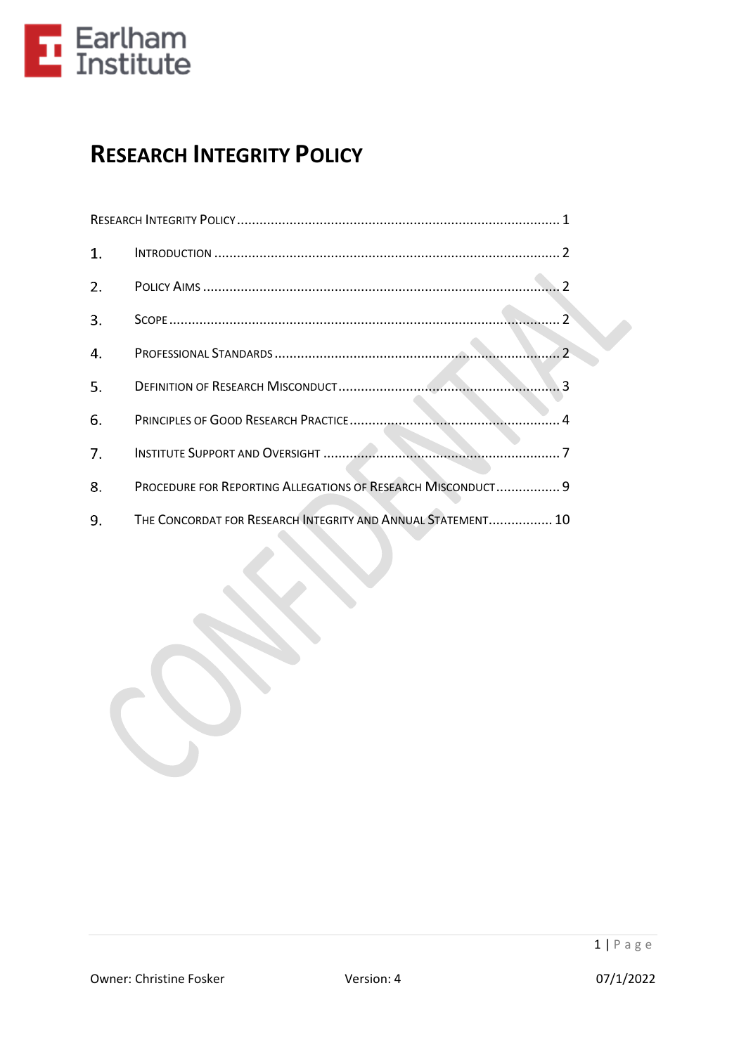Earlham Institute

# Research Integrity Policy

Research Integrity Policy ..................................................................................... 1

1. Introduction ........................................................................................... 2
2. Policy Aims ............................................................................................ 2
3. Scope ...................................................................................................... 2
4. Professional Standards ........................................................................... 2
5. Definition of Research Misconduct ........................................................... 3
6. Principles of Good Research Practice ........................................................ 4
7. Institute Support and Oversight ............................................................... 7
8. Procedure for Reporting Allegations of Research Misconduct ................. 9
9. The Concordat for Research Integrity and Annual Statement ................. 10

Owner: Christine Fosker | Version: 4 | 07/1/2022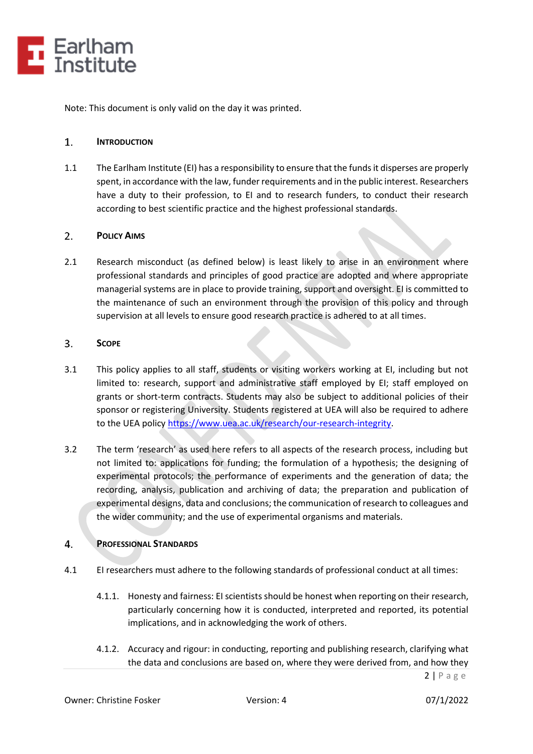Note: This document is only valid on the day it was printed.

## 1. Introduction

1.1 The Earlham Institute (EI) has a responsibility to ensure that the funds it disperses are properly spent, in accordance with the law, funder requirements and in the public interest. Researchers have a duty to their profession, to EI and to research funders, to conduct their research according to best scientific practice and the highest professional standards.

## 2. Policy Aims

2.1 Research misconduct (as defined below) is least likely to arise in an environment where professional standards and principles of good practice are adopted and where appropriate managerial systems are in place to provide training, support and oversight. EI is committed to the maintenance of such an environment through the provision of this policy and through supervision at all levels to ensure good research practice is adhered to at all times.

## 3. Scope

3.1 This policy applies to all staff, students or visiting workers working at EI, including but not limited to: research, support and administrative staff employed by EI; staff employed on grants or short-term contracts. Students may also be subject to additional policies of their sponsor or registering University. Students registered at UEA will also be required to adhere to the UEA policy [https://www.uea.ac.uk/research/our-research-integrity](https://www.uea.ac.uk/research/our-research-integrity).

3.2 The term 'research' as used here refers to all aspects of the research process, including but not limited to: applications for funding; the formulation of a hypothesis; the designing of experimental protocols; the performance of experiments and the generation of data; the recording, analysis, publication and archiving of data; the preparation and publication of experimental designs, data and conclusions; the communication of research to colleagues and the wider community; and the use of experimental organisms and materials.

## 4. Professional Standards

4.1 EI researchers must adhere to the following standards of professional conduct at all times:

4.1.1. Honesty and fairness: EI scientists should be honest when reporting on their research, particularly concerning how it is conducted, interpreted and reported, its potential implications, and in acknowledging the work of others.

4.1.2. Accuracy and rigour: in conducting, reporting and publishing research, clarifying what the data and conclusions are based on, where they were derived from, and how they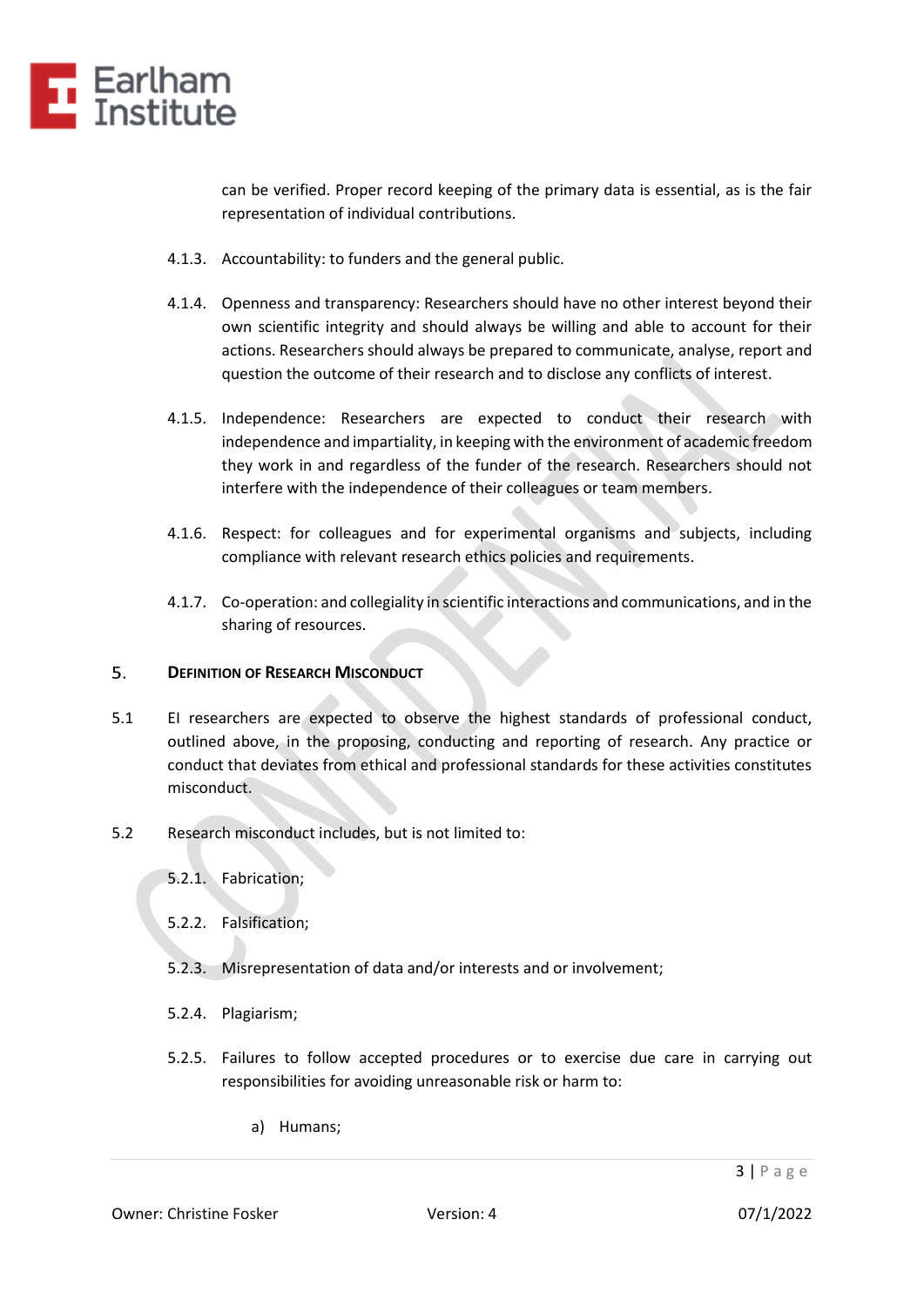can be verified. Proper record keeping of the primary data is essential, as is the fair representation of individual contributions.

4.1.3. Accountability: to funders and the general public.

4.1.4. Openness and transparency: Researchers should have no other interest beyond their own scientific integrity and should always be willing and able to account for their actions. Researchers should always be prepared to communicate, analyse, report and question the outcome of their research and to disclose any conflicts of interest.

4.1.5. Independence: Researchers are expected to conduct their research with independence and impartiality, in keeping with the environment of academic freedom they work in and regardless of the funder of the research. Researchers should not interfere with the independence of their colleagues or team members.

4.1.6. Respect: for colleagues and for experimental organisms and subjects, including compliance with relevant research ethics policies and requirements.

4.1.7. Co-operation: and collegiality in scientific interactions and communications, and in the sharing of resources.

## 5. Definition of Research Misconduct

5.1 EI researchers are expected to observe the highest standards of professional conduct, outlined above, in the proposing, conducting and reporting of research. Any practice or conduct that deviates from ethical and professional standards for these activities constitutes misconduct.

5.2 Research misconduct includes, but is not limited to:

5.2.1. Fabrication;

5.2.2. Falsification;

5.2.3. Misrepresentation of data and/or interests and or involvement;

5.2.4. Plagiarism;

5.2.5. Failures to follow accepted procedures or to exercise due care in carrying out responsibilities for avoiding unreasonable risk or harm to:

a) Humans;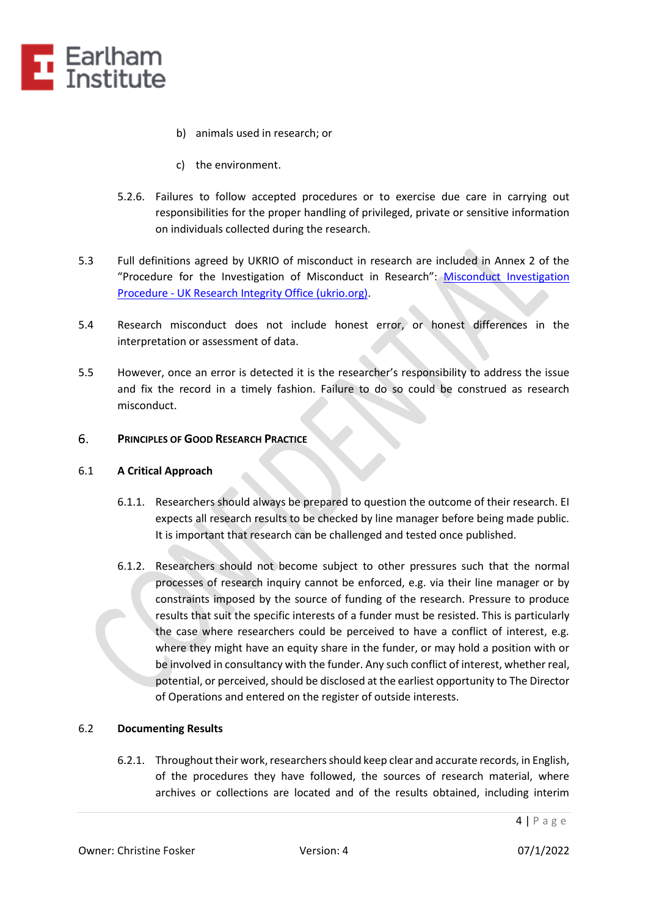b) animals used in research; or

c) the environment.

5.2.6. Failures to follow accepted procedures or to exercise due care in carrying out responsibilities for the proper handling of privileged, private or sensitive information on individuals collected during the research.

5.3 Full definitions agreed by UKRIO of misconduct in research are included in Annex 2 of the "Procedure for the Investigation of Misconduct in Research": [Misconduct Investigation Procedure - UK Research Integrity Office (ukrio.org)](https://ukrio.org).

5.4 Research misconduct does not include honest error, or honest differences in the interpretation or assessment of data.

5.5 However, once an error is detected it is the researcher's responsibility to address the issue and fix the record in a timely fashion. Failure to do so could be construed as research misconduct.

## 6. Principles of Good Research Practice

### 6.1 A Critical Approach

6.1.1. Researchers should always be prepared to question the outcome of their research. EI expects all research results to be checked by line manager before being made public. It is important that research can be challenged and tested once published.

6.1.2. Researchers should not become subject to other pressures such that the normal processes of research inquiry cannot be enforced, e.g. via their line manager or by constraints imposed by the source of funding of the research. Pressure to produce results that suit the specific interests of a funder must be resisted. This is particularly the case where researchers could be perceived to have a conflict of interest, e.g. where they might have an equity share in the funder, or may hold a position with or be involved in consultancy with the funder. Any such conflict of interest, whether real, potential, or perceived, should be disclosed at the earliest opportunity to The Director of Operations and entered on the register of outside interests.

### 6.2 Documenting Results

6.2.1. Throughout their work, researchers should keep clear and accurate records, in English, of the procedures they have followed, the sources of research material, where archives or collections are located and of the results obtained, including interim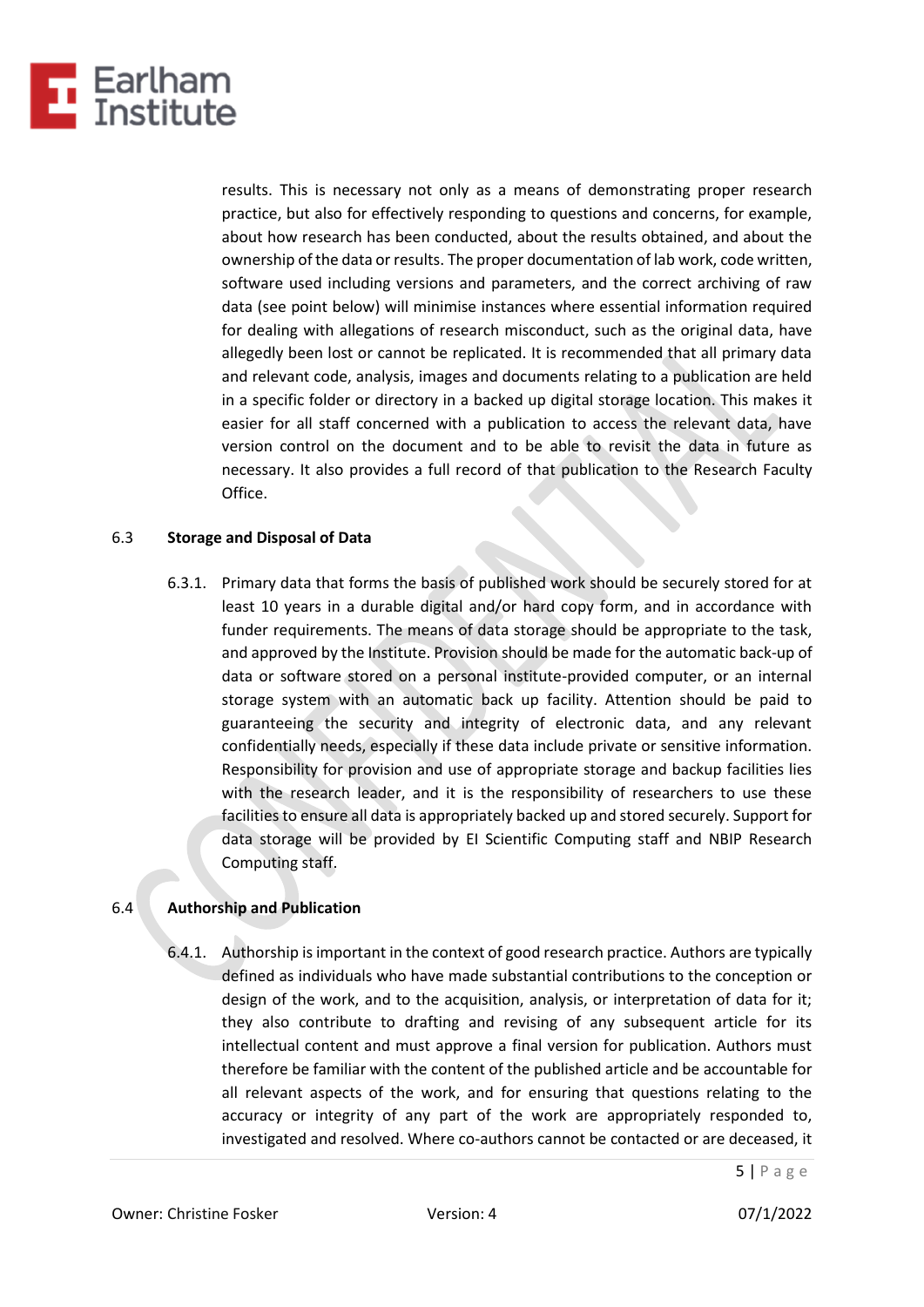results. This is necessary not only as a means of demonstrating proper research practice, but also for effectively responding to questions and concerns, for example, about how research has been conducted, about the results obtained, and about the ownership of the data or results. The proper documentation of lab work, code written, software used including versions and parameters, and the correct archiving of raw data (see point below) will minimise instances where essential information required for dealing with allegations of research misconduct, such as the original data, have allegedly been lost or cannot be replicated. It is recommended that all primary data and relevant code, analysis, images and documents relating to a publication are held in a specific folder or directory in a backed up digital storage location. This makes it easier for all staff concerned with a publication to access the relevant data, have version control on the document and to be able to revisit the data in future as necessary. It also provides a full record of that publication to the Research Faculty Office.

### 6.3 Storage and Disposal of Data

6.3.1. Primary data that forms the basis of published work should be securely stored for at least 10 years in a durable digital and/or hard copy form, and in accordance with funder requirements. The means of data storage should be appropriate to the task, and approved by the Institute. Provision should be made for the automatic back-up of data or software stored on a personal institute-provided computer, or an internal storage system with an automatic back up facility. Attention should be paid to guaranteeing the security and integrity of electronic data, and any relevant confidentially needs, especially if these data include private or sensitive information. Responsibility for provision and use of appropriate storage and backup facilities lies with the research leader, and it is the responsibility of researchers to use these facilities to ensure all data is appropriately backed up and stored securely. Support for data storage will be provided by EI Scientific Computing staff and NBIP Research Computing staff.

### 6.4 Authorship and Publication

6.4.1. Authorship is important in the context of good research practice. Authors are typically defined as individuals who have made substantial contributions to the conception or design of the work, and to the acquisition, analysis, or interpretation of data for it; they also contribute to drafting and revising of any subsequent article for its intellectual content and must approve a final version for publication. Authors must therefore be familiar with the content of the published article and be accountable for all relevant aspects of the work, and for ensuring that questions relating to the accuracy or integrity of any part of the work are appropriately responded to, investigated and resolved. Where co-authors cannot be contacted or are deceased, it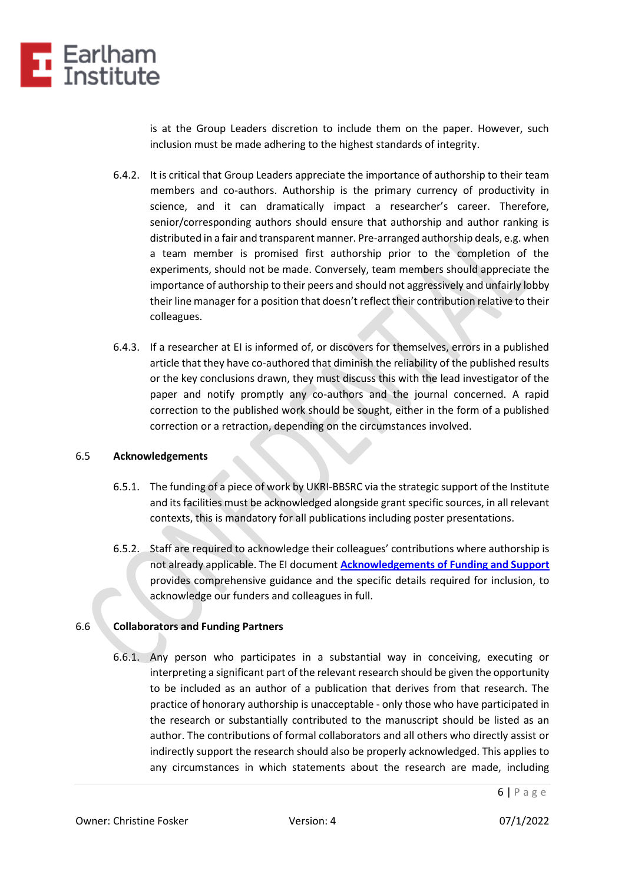is at the Group Leaders discretion to include them on the paper. However, such inclusion must be made adhering to the highest standards of integrity.

6.4.2. It is critical that Group Leaders appreciate the importance of authorship to their team members and co-authors. Authorship is the primary currency of productivity in science, and it can dramatically impact a researcher's career. Therefore, senior/corresponding authors should ensure that authorship and author ranking is distributed in a fair and transparent manner. Pre-arranged authorship deals, e.g. when a team member is promised first authorship prior to the completion of the experiments, should not be made. Conversely, team members should appreciate the importance of authorship to their peers and should not aggressively and unfairly lobby their line manager for a position that doesn't reflect their contribution relative to their colleagues.

6.4.3. If a researcher at EI is informed of, or discovers for themselves, errors in a published article that they have co-authored that diminish the reliability of the published results or the key conclusions drawn, they must discuss this with the lead investigator of the paper and notify promptly any co-authors and the journal concerned. A rapid correction to the published work should be sought, either in the form of a published correction or a retraction, depending on the circumstances involved.

## 6.5 Acknowledgements

6.5.1. The funding of a piece of work by UKRI-BBSRC via the strategic support of the Institute and its facilities must be acknowledged alongside grant specific sources, in all relevant contexts, this is mandatory for all publications including poster presentations.

6.5.2. Staff are required to acknowledge their colleagues' contributions where authorship is not already applicable. The EI document **Acknowledgements of Funding and Support** provides comprehensive guidance and the specific details required for inclusion, to acknowledge our funders and colleagues in full.

## 6.6 Collaborators and Funding Partners

6.6.1. Any person who participates in a substantial way in conceiving, executing or interpreting a significant part of the relevant research should be given the opportunity to be included as an author of a publication that derives from that research. The practice of honorary authorship is unacceptable - only those who have participated in the research or substantially contributed to the manuscript should be listed as an author. The contributions of formal collaborators and all others who directly assist or indirectly support the research should also be properly acknowledged. This applies to any circumstances in which statements about the research are made, including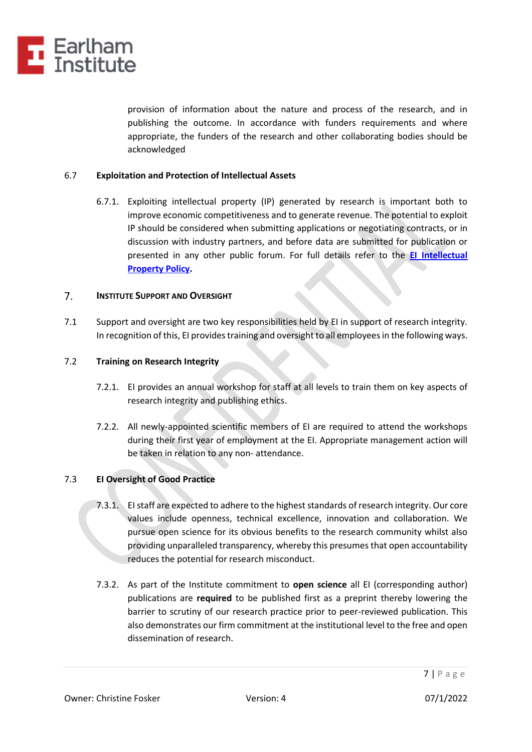provision of information about the nature and process of the research, and in publishing the outcome. In accordance with funders requirements and where appropriate, the funders of the research and other collaborating bodies should be acknowledged

### 6.7 Exploitation and Protection of Intellectual Assets

6.7.1. Exploiting intellectual property (IP) generated by research is important both to improve economic competitiveness and to generate revenue. The potential to exploit IP should be considered when submitting applications or negotiating contracts, or in discussion with industry partners, and before data are submitted for publication or presented in any other public forum. For full details refer to the **EI Intellectual Property Policy**.

## 7. Institute Support and Oversight

7.1 Support and oversight are two key responsibilities held by EI in support of research integrity. In recognition of this, EI provides training and oversight to all employees in the following ways.

### 7.2 Training on Research Integrity

7.2.1. EI provides an annual workshop for staff at all levels to train them on key aspects of research integrity and publishing ethics.

7.2.2. All newly-appointed scientific members of EI are required to attend the workshops during their first year of employment at the EI. Appropriate management action will be taken in relation to any non- attendance.

### 7.3 EI Oversight of Good Practice

7.3.1. EI staff are expected to adhere to the highest standards of research integrity. Our core values include openness, technical excellence, innovation and collaboration. We pursue open science for its obvious benefits to the research community whilst also providing unparalleled transparency, whereby this presumes that open accountability reduces the potential for research misconduct.

7.3.2. As part of the Institute commitment to **open science** all EI (corresponding author) publications are **required** to be published first as a preprint thereby lowering the barrier to scrutiny of our research practice prior to peer-reviewed publication. This also demonstrates our firm commitment at the institutional level to the free and open dissemination of research.

Owner: Christine Fosker Version: 4 07/1/2022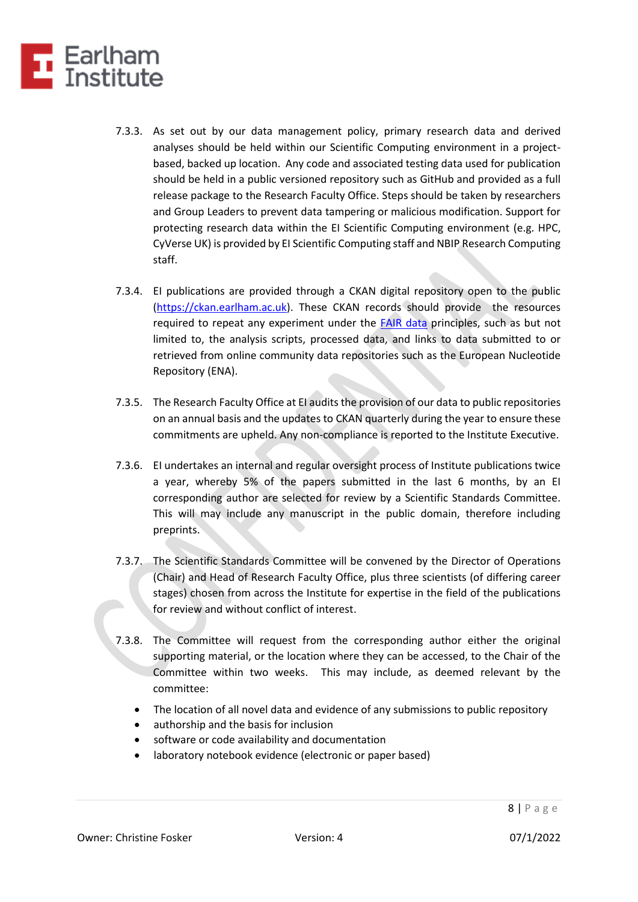7.3.3. As set out by our data management policy, primary research data and derived analyses should be held within our Scientific Computing environment in a project-based, backed up location. Any code and associated testing data used for publication should be held in a public versioned repository such as GitHub and provided as a full release package to the Research Faculty Office. Steps should be taken by researchers and Group Leaders to prevent data tampering or malicious modification. Support for protecting research data within the EI Scientific Computing environment (e.g. HPC, CyVerse UK) is provided by EI Scientific Computing staff and NBIP Research Computing staff.

7.3.4. EI publications are provided through a CKAN digital repository open to the public (https://ckan.earlham.ac.uk). These CKAN records should provide the resources required to repeat any experiment under the FAIR data principles, such as but not limited to, the analysis scripts, processed data, and links to data submitted to or retrieved from online community data repositories such as the European Nucleotide Repository (ENA).

7.3.5. The Research Faculty Office at EI audits the provision of our data to public repositories on an annual basis and the updates to CKAN quarterly during the year to ensure these commitments are upheld. Any non-compliance is reported to the Institute Executive.

7.3.6. EI undertakes an internal and regular oversight process of Institute publications twice a year, whereby 5% of the papers submitted in the last 6 months, by an EI corresponding author are selected for review by a Scientific Standards Committee. This will may include any manuscript in the public domain, therefore including preprints.

7.3.7. The Scientific Standards Committee will be convened by the Director of Operations (Chair) and Head of Research Faculty Office, plus three scientists (of differing career stages) chosen from across the Institute for expertise in the field of the publications for review and without conflict of interest.

7.3.8. The Committee will request from the corresponding author either the original supporting material, or the location where they can be accessed, to the Chair of the Committee within two weeks. This may include, as deemed relevant by the committee:

- The location of all novel data and evidence of any submissions to public repository
- authorship and the basis for inclusion
- software or code availability and documentation
- laboratory notebook evidence (electronic or paper based)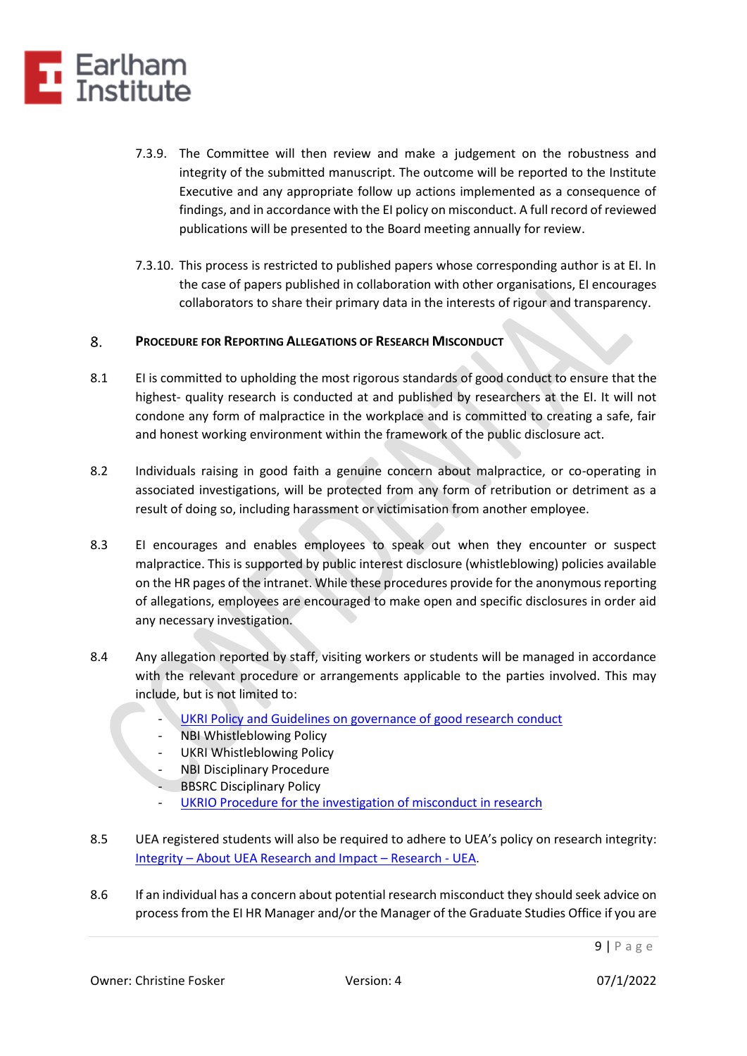7.3.9. The Committee will then review and make a judgement on the robustness and integrity of the submitted manuscript. The outcome will be reported to the Institute Executive and any appropriate follow up actions implemented as a consequence of findings, and in accordance with the EI policy on misconduct. A full record of reviewed publications will be presented to the Board meeting annually for review.

7.3.10. This process is restricted to published papers whose corresponding author is at EI. In the case of papers published in collaboration with other organisations, EI encourages collaborators to share their primary data in the interests of rigour and transparency.

## 8. Procedure for Reporting Allegations of Research Misconduct

8.1 EI is committed to upholding the most rigorous standards of good conduct to ensure that the highest- quality research is conducted at and published by researchers at the EI. It will not condone any form of malpractice in the workplace and is committed to creating a safe, fair and honest working environment within the framework of the public disclosure act.

8.2 Individuals raising in good faith a genuine concern about malpractice, or co-operating in associated investigations, will be protected from any form of retribution or detriment as a result of doing so, including harassment or victimisation from another employee.

8.3 EI encourages and enables employees to speak out when they encounter or suspect malpractice. This is supported by public interest disclosure (whistleblowing) policies available on the HR pages of the intranet. While these procedures provide for the anonymous reporting of allegations, employees are encouraged to make open and specific disclosures in order aid any necessary investigation.

8.4 Any allegation reported by staff, visiting workers or students will be managed in accordance with the relevant procedure or arrangements applicable to the parties involved. This may include, but is not limited to:

- UKRI Policy and Guidelines on governance of good research conduct
- NBI Whistleblowing Policy
- UKRI Whistleblowing Policy
- NBI Disciplinary Procedure
- BBSRC Disciplinary Policy
- UKRIO Procedure for the investigation of misconduct in research

8.5 UEA registered students will also be required to adhere to UEA's policy on research integrity: Integrity – About UEA Research and Impact – Research - UEA.

8.6 If an individual has a concern about potential research misconduct they should seek advice on process from the EI HR Manager and/or the Manager of the Graduate Studies Office if you are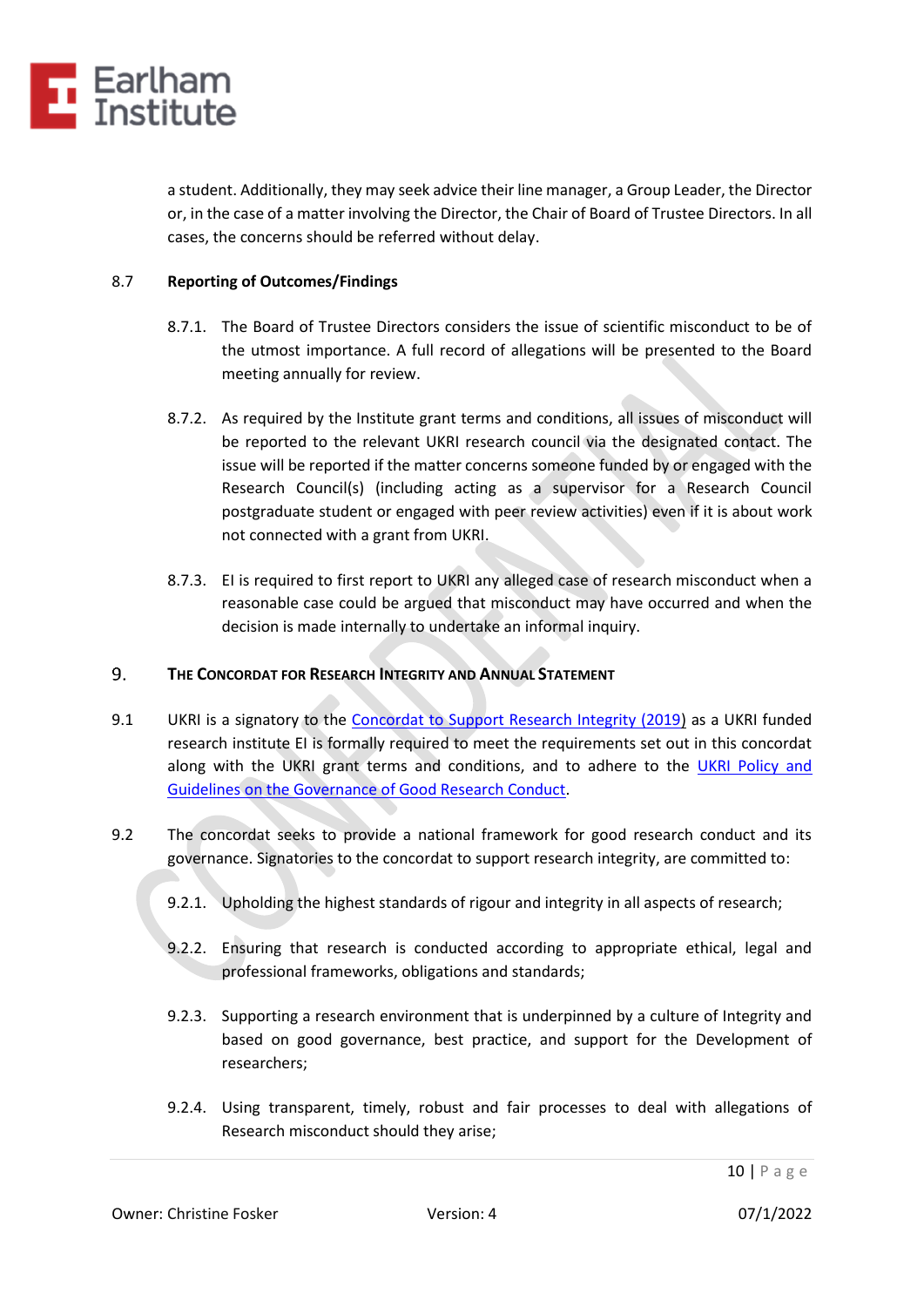a student. Additionally, they may seek advice their line manager, a Group Leader, the Director or, in the case of a matter involving the Director, the Chair of Board of Trustee Directors. In all cases, the concerns should be referred without delay.

### 8.7 Reporting of Outcomes/Findings

8.7.1. The Board of Trustee Directors considers the issue of scientific misconduct to be of the utmost importance. A full record of allegations will be presented to the Board meeting annually for review.

8.7.2. As required by the Institute grant terms and conditions, all issues of misconduct will be reported to the relevant UKRI research council via the designated contact. The issue will be reported if the matter concerns someone funded by or engaged with the Research Council(s) (including acting as a supervisor for a Research Council postgraduate student or engaged with peer review activities) even if it is about work not connected with a grant from UKRI.

8.7.3. EI is required to first report to UKRI any alleged case of research misconduct when a reasonable case could be argued that misconduct may have occurred and when the decision is made internally to undertake an informal inquiry.

## 9. The Concordat for Research Integrity and Annual Statement

9.1 UKRI is a signatory to the [Concordat to Support Research Integrity (2019)] as a UKRI funded research institute EI is formally required to meet the requirements set out in this concordat along with the UKRI grant terms and conditions, and to adhere to the [UKRI Policy and Guidelines on the Governance of Good Research Conduct].

9.2 The concordat seeks to provide a national framework for good research conduct and its governance. Signatories to the concordat to support research integrity, are committed to:

9.2.1. Upholding the highest standards of rigour and integrity in all aspects of research;

9.2.2. Ensuring that research is conducted according to appropriate ethical, legal and professional frameworks, obligations and standards;

9.2.3. Supporting a research environment that is underpinned by a culture of Integrity and based on good governance, best practice, and support for the Development of researchers;

9.2.4. Using transparent, timely, robust and fair processes to deal with allegations of Research misconduct should they arise;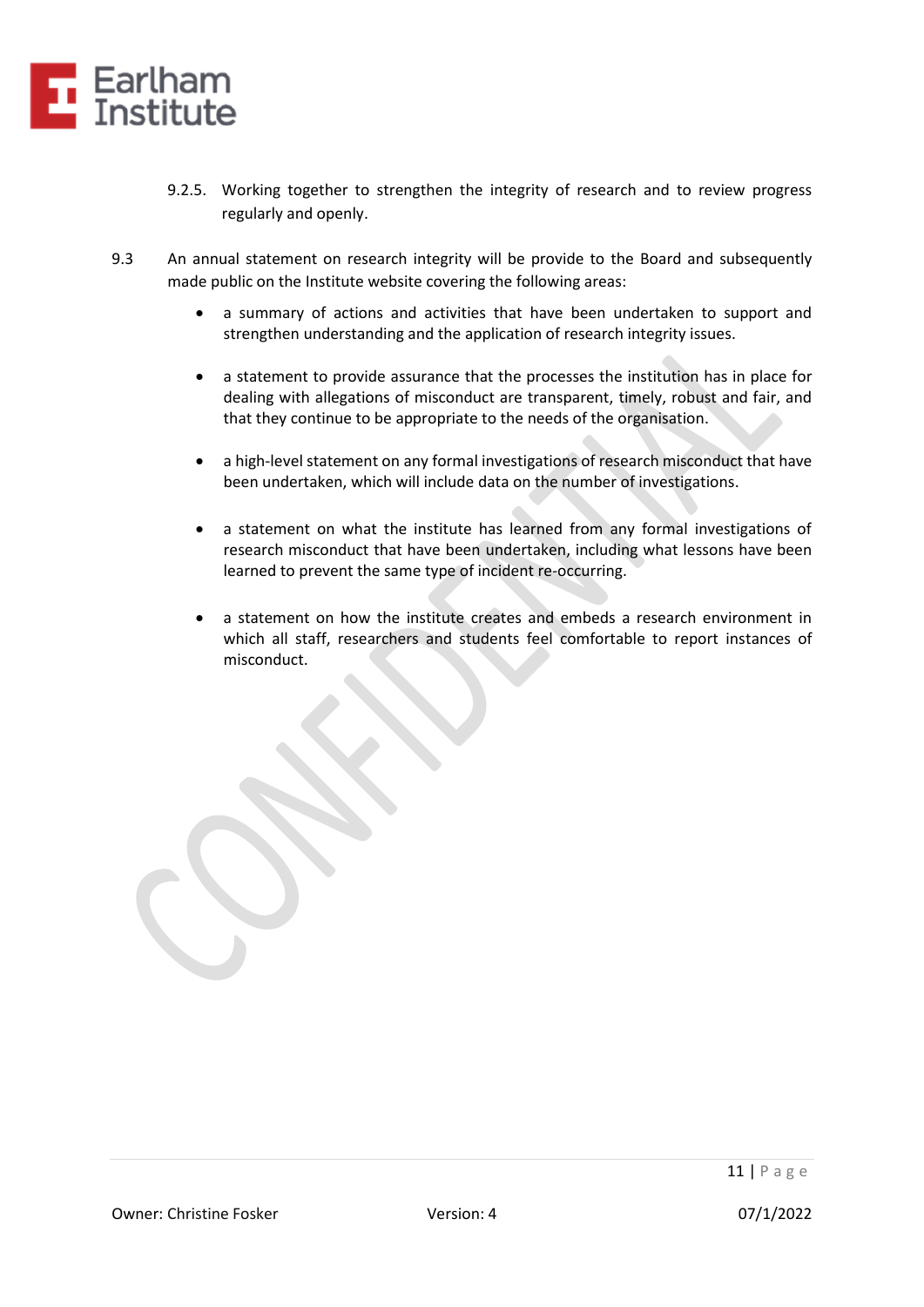9.2.5. Working together to strengthen the integrity of research and to review progress regularly and openly.

9.3 An annual statement on research integrity will be provide to the Board and subsequently made public on the Institute website covering the following areas:

- a summary of actions and activities that have been undertaken to support and strengthen understanding and the application of research integrity issues.
- a statement to provide assurance that the processes the institution has in place for dealing with allegations of misconduct are transparent, timely, robust and fair, and that they continue to be appropriate to the needs of the organisation.
- a high-level statement on any formal investigations of research misconduct that have been undertaken, which will include data on the number of investigations.
- a statement on what the institute has learned from any formal investigations of research misconduct that have been undertaken, including what lessons have been learned to prevent the same type of incident re-occurring.
- a statement on how the institute creates and embeds a research environment in which all staff, researchers and students feel comfortable to report instances of misconduct.